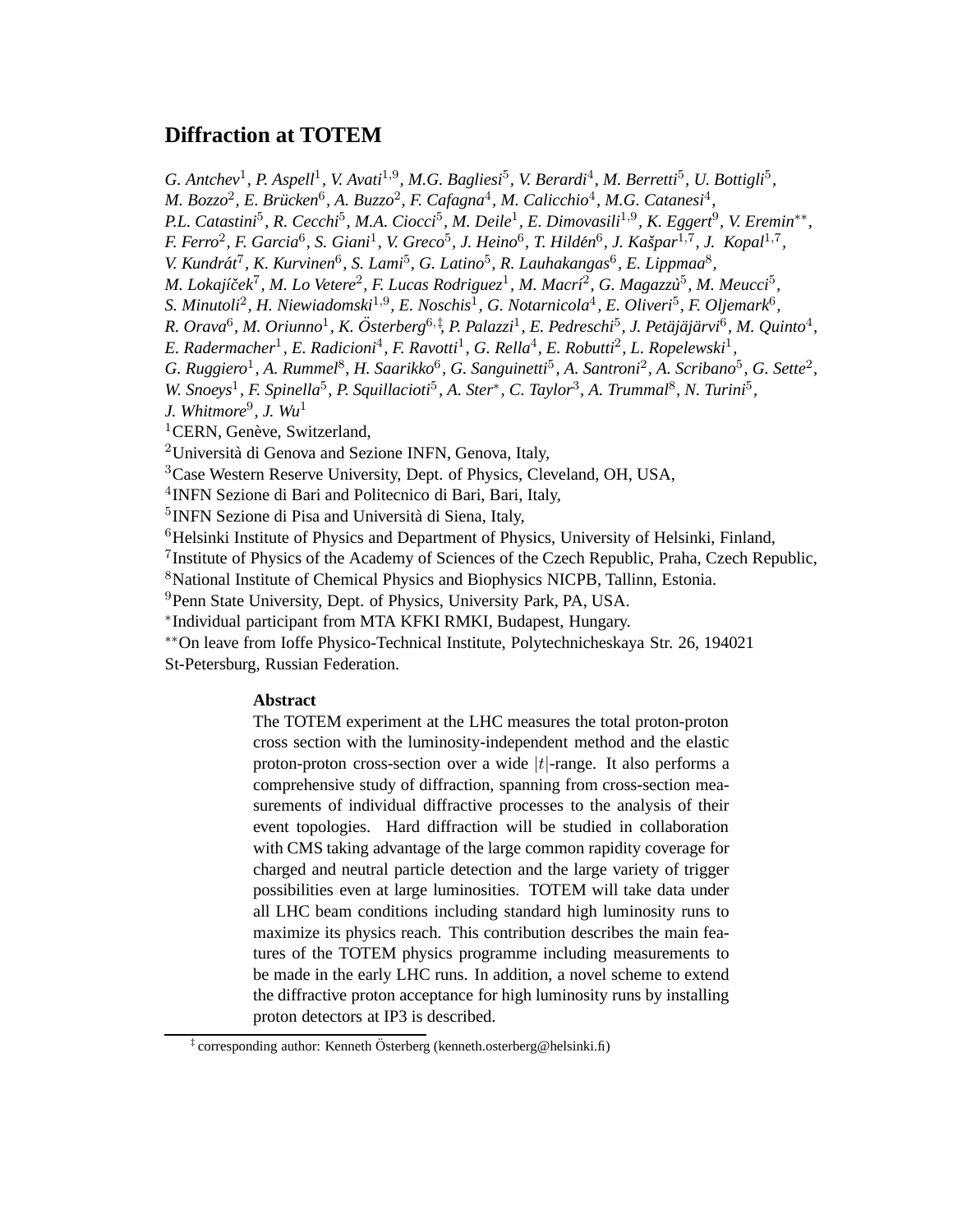# Diffraction at TOTEM

*G. Antchev*[1]*, P. Aspell*[1]*, V. Avati*[1,9]*, M.G. Bagliesi*[5]*, V. Berardi*[4]*, M. Berretti*[5]*, U. Bottigli*[5]*, M. Bozzo*[2]*, E. Brücken*[6]*, A. Buzzo*[2]*, F. Cafagna*[4]*, M. Calicchio*[4]*, M.G. Catanesi*[4]*, P.L. Catastini*[5]*, R. Cecchi*[5]*, M.A. Ciocci*[5]*, M. Deile*[1]*, E. Dimovasili*[1,9]*, K. Eggert*[9]*, V. Eremin*[**]*, F. Ferro*[2]*, F. Garcia*[6]*, S. Giani*[1]*, V. Greco*[5]*, J. Heino*[6]*, T. Hildén*[6]*, J. Kašpar*[1,7]*, J. Kopal*[1,7]*, V. Kundrát*[7]*, K. Kurvinen*[6]*, S. Lami*[5]*, G. Latino*[5]*, R. Lauhakangas*[6]*, E. Lippmaa*[8]*, M. Lokajíček*[7]*, M. Lo Vetere*[2]*, F. Lucas Rodriguez*[1]*, M. Macrí*[2]*, G. Magazzù*[5]*, M. Meucci*[5]*, S. Minutoli*[2]*, H. Niewiadomski*[1,9]*, E. Noschis*[1]*, G. Notarnicola*[4]*, E. Oliveri*[5]*, F. Oljemark*[6]*, R. Orava*[6]*, M. Oriunno*[1]*, K. Österberg*[6,‡]*, P. Palazzi*[1]*, E. Pedreschi*[5]*, J. Petäjäjärvi*[6]*, M. Quinto*[4]*, E. Radermacher*[1]*, E. Radicioni*[4]*, F. Ravotti*[1]*, G. Rella*[4]*, E. Robutti*[2]*, L. Ropelewski*[1]*, G. Ruggiero*[1]*, A. Rummel*[8]*, H. Saarikko*[6]*, G. Sanguinetti*[5]*, A. Santroni*[2]*, A. Scribano*[5]*, G. Sette*[2]*, W. Snoeys*[1]*, F. Spinella*[5]*, P. Squillacioti*[5]*, A. Ster*[*]*, C. Taylor*[3]*, A. Trummal*[8]*, N. Turini*[5]*, J. Whitmore*[9]*, J. Wu*[1]

[1]CERN, Genève, Switzerland,
[2]Università di Genova and Sezione INFN, Genova, Italy,
[3]Case Western Reserve University, Dept. of Physics, Cleveland, OH, USA,
[4]INFN Sezione di Bari and Politecnico di Bari, Bari, Italy,
[5]INFN Sezione di Pisa and Università di Siena, Italy,
[6]Helsinki Institute of Physics and Department of Physics, University of Helsinki, Finland,
[7]Institute of Physics of the Academy of Sciences of the Czech Republic, Praha, Czech Republic,
[8]National Institute of Chemical Physics and Biophysics NICPB, Tallinn, Estonia.
[9]Penn State University, Dept. of Physics, University Park, PA, USA.
[*]Individual participant from MTA KFKI RMKI, Budapest, Hungary.
[**]On leave from Ioffe Physico-Technical Institute, Polytechnicheskaya Str. 26, 194021 St-Petersburg, Russian Federation.

**Abstract**

The TOTEM experiment at the LHC measures the total proton-proton cross section with the luminosity-independent method and the elastic proton-proton cross-section over a wide $|t|$-range. It also performs a comprehensive study of diffraction, spanning from cross-section measurements of individual diffractive processes to the analysis of their event topologies. Hard diffraction will be studied in collaboration with CMS taking advantage of the large common rapidity coverage for charged and neutral particle detection and the large variety of trigger possibilities even at large luminosities. TOTEM will take data under all LHC beam conditions including standard high luminosity runs to maximize its physics reach. This contribution describes the main features of the TOTEM physics programme including measurements to be made in the early LHC runs. In addition, a novel scheme to extend the diffractive proton acceptance for high luminosity runs by installing proton detectors at IP3 is described.

[‡] corresponding author: Kenneth Österberg (kenneth.osterberg@helsinki.fi)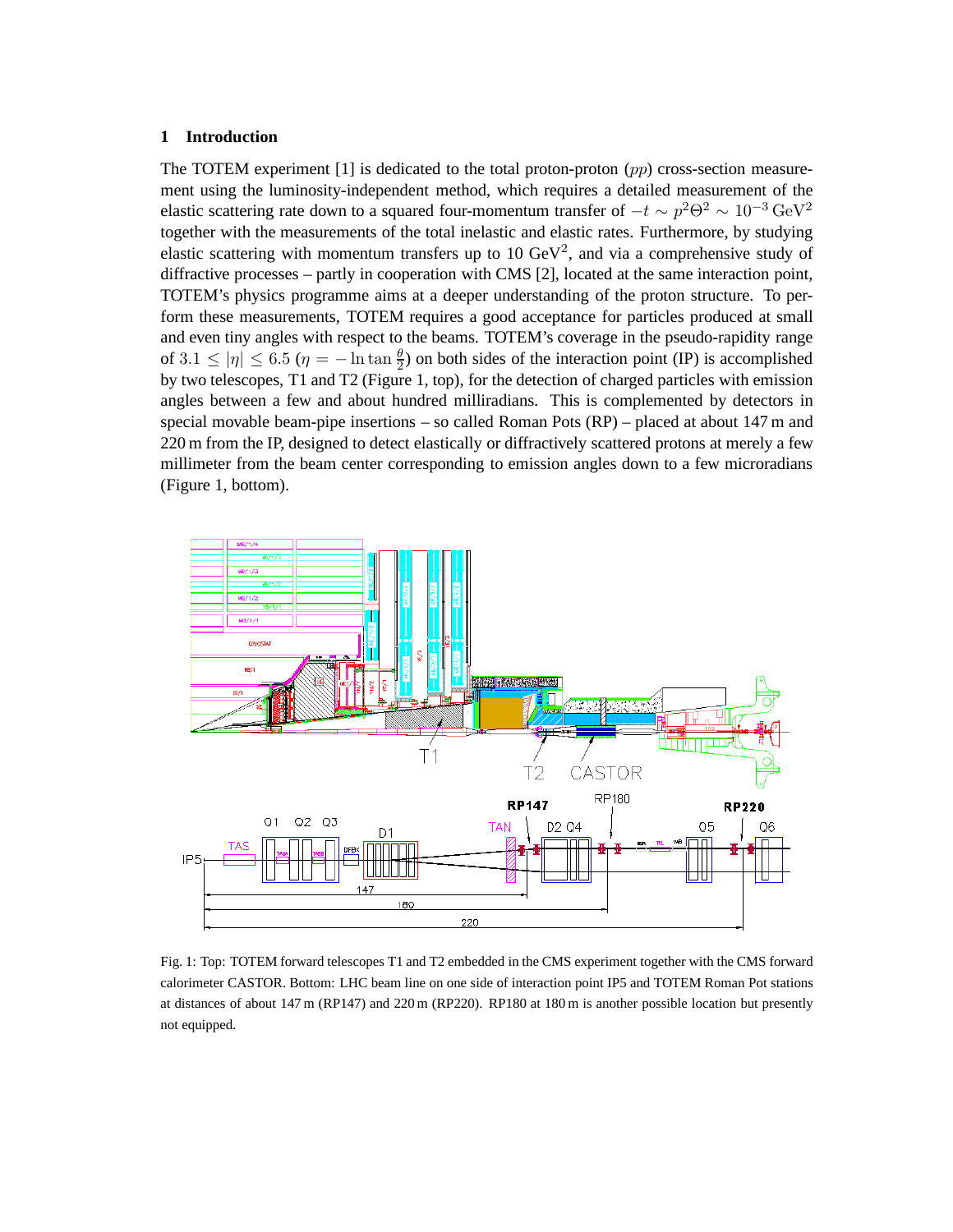## 1 Introduction

The TOTEM experiment [1] is dedicated to the total proton-proton ($pp$) cross-section measurement using the luminosity-independent method, which requires a detailed measurement of the elastic scattering rate down to a squared four-momentum transfer of $-t \sim p^2\Theta^2 \sim 10^{-3}\,\mathrm{GeV}^2$ together with the measurements of the total inelastic and elastic rates. Furthermore, by studying elastic scattering with momentum transfers up to 10 GeV$^2$, and via a comprehensive study of diffractive processes – partly in cooperation with CMS [2], located at the same interaction point, TOTEM's physics programme aims at a deeper understanding of the proton structure. To perform these measurements, TOTEM requires a good acceptance for particles produced at small and even tiny angles with respect to the beams. TOTEM's coverage in the pseudo-rapidity range of $3.1 \leq |\eta| \leq 6.5$ ($\eta = -\ln\tan\frac{\theta}{2}$) on both sides of the interaction point (IP) is accomplished by two telescopes, T1 and T2 (Figure 1, top), for the detection of charged particles with emission angles between a few and about hundred milliradians. This is complemented by detectors in special movable beam-pipe insertions – so called Roman Pots (RP) – placed at about 147 m and 220 m from the IP, designed to detect elastically or diffractively scattered protons at merely a few millimeter from the beam center corresponding to emission angles down to a few microradians (Figure 1, bottom).

Fig. 1: Top: TOTEM forward telescopes T1 and T2 embedded in the CMS experiment together with the CMS forward calorimeter CASTOR. Bottom: LHC beam line on one side of interaction point IP5 and TOTEM Roman Pot stations at distances of about 147 m (RP147) and 220 m (RP220). RP180 at 180 m is another possible location but presently not equipped.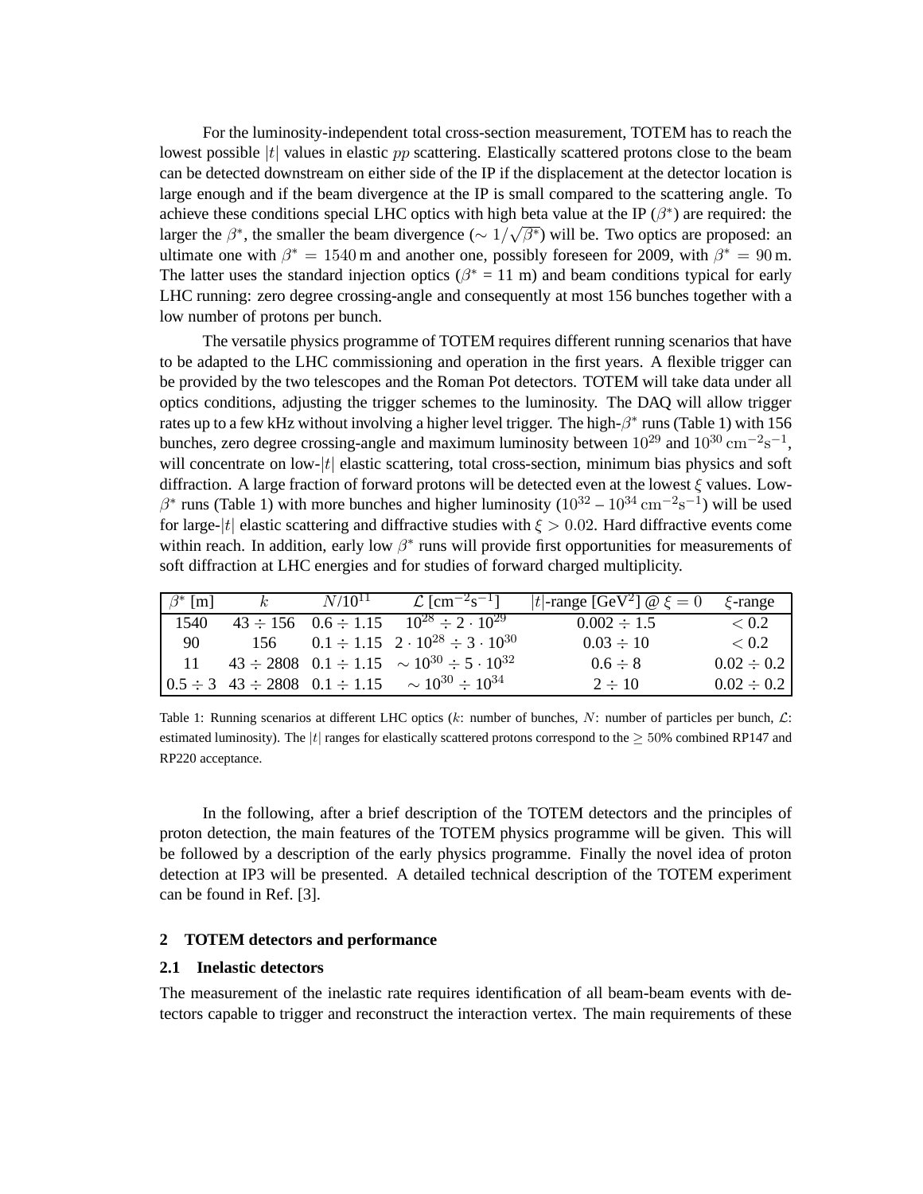For the luminosity-independent total cross-section measurement, TOTEM has to reach the lowest possible $|t|$ values in elastic $pp$ scattering. Elastically scattered protons close to the beam can be detected downstream on either side of the IP if the displacement at the detector location is large enough and if the beam divergence at the IP is small compared to the scattering angle. To achieve these conditions special LHC optics with high beta value at the IP ($\beta^*$) are required: the larger the $\beta^*$, the smaller the beam divergence ($\sim 1/\sqrt{\beta^*}$) will be. Two optics are proposed: an ultimate one with $\beta^* = 1540\,\mathrm{m}$ and another one, possibly foreseen for 2009, with $\beta^* = 90\,\mathrm{m}$. The latter uses the standard injection optics ($\beta^*$ = 11 m) and beam conditions typical for early LHC running: zero degree crossing-angle and consequently at most 156 bunches together with a low number of protons per bunch.

The versatile physics programme of TOTEM requires different running scenarios that have to be adapted to the LHC commissioning and operation in the first years. A flexible trigger can be provided by the two telescopes and the Roman Pot detectors. TOTEM will take data under all optics conditions, adjusting the trigger schemes to the luminosity. The DAQ will allow trigger rates up to a few kHz without involving a higher level trigger. The high-$\beta^*$ runs (Table 1) with 156 bunches, zero degree crossing-angle and maximum luminosity between $10^{29}$ and $10^{30}\,\mathrm{cm}^{-2}\mathrm{s}^{-1}$, will concentrate on low-$|t|$ elastic scattering, total cross-section, minimum bias physics and soft diffraction. A large fraction of forward protons will be detected even at the lowest $\xi$ values. Low-$\beta^*$ runs (Table 1) with more bunches and higher luminosity ($10^{32}$ – $10^{34}\,\mathrm{cm}^{-2}\mathrm{s}^{-1}$) will be used for large-$|t|$ elastic scattering and diffractive studies with $\xi > 0.02$. Hard diffractive events come within reach. In addition, early low $\beta^*$ runs will provide first opportunities for measurements of soft diffraction at LHC energies and for studies of forward charged multiplicity.

| $\beta^*$ [m] | $k$ | $N/10^{11}$ | $\mathcal{L}$ [cm$^{-2}$s$^{-1}$] | $\lvert t\rvert$-range [GeV$^2$] @ $\xi = 0$ | $\xi$-range |
|---|---|---|---|---|---|
| 1540 | $43 \div 156$ | $0.6 \div 1.15$ | $10^{28} \div 2 \cdot 10^{29}$ | $0.002 \div 1.5$ | $< 0.2$ |
| 90 | 156 | $0.1 \div 1.15$ | $2 \cdot 10^{28} \div 3 \cdot 10^{30}$ | $0.03 \div 10$ | $< 0.2$ |
| 11 | $43 \div 2808$ | $0.1 \div 1.15$ | $\sim 10^{30} \div 5 \cdot 10^{32}$ | $0.6 \div 8$ | $0.02 \div 0.2$ |
| $0.5 \div 3$ | $43 \div 2808$ | $0.1 \div 1.15$ | $\sim 10^{30} \div 10^{34}$ | $2 \div 10$ | $0.02 \div 0.2$ |

Table 1: Running scenarios at different LHC optics ($k$: number of bunches, $N$: number of particles per bunch, $\mathcal{L}$: estimated luminosity). The $|t|$ ranges for elastically scattered protons correspond to the $\geq 50\%$ combined RP147 and RP220 acceptance.

In the following, after a brief description of the TOTEM detectors and the principles of proton detection, the main features of the TOTEM physics programme will be given. This will be followed by a description of the early physics programme. Finally the novel idea of proton detection at IP3 will be presented. A detailed technical description of the TOTEM experiment can be found in Ref. [3].

## 2 TOTEM detectors and performance

### 2.1 Inelastic detectors

The measurement of the inelastic rate requires identification of all beam-beam events with detectors capable to trigger and reconstruct the interaction vertex. The main requirements of these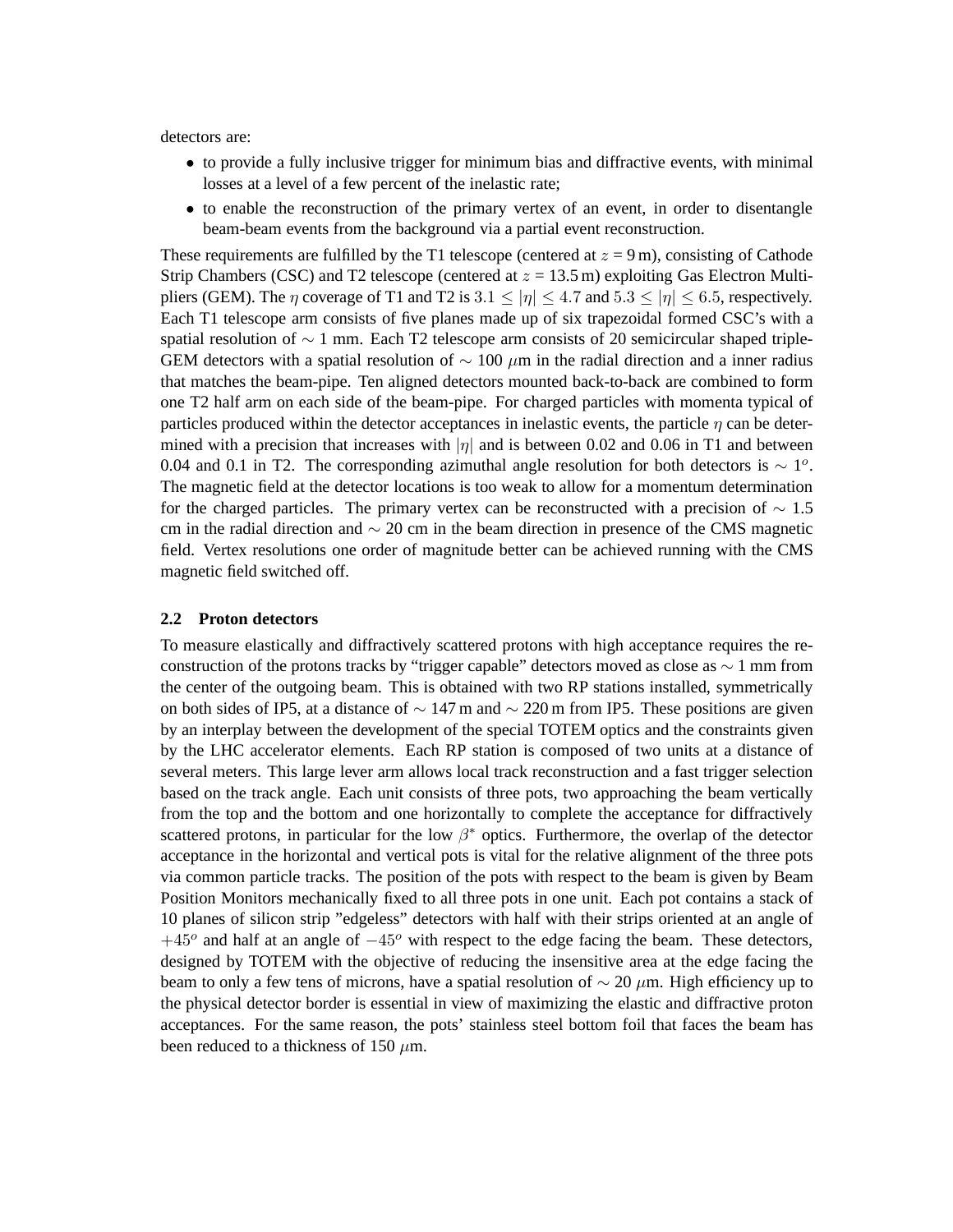detectors are:

- to provide a fully inclusive trigger for minimum bias and diffractive events, with minimal losses at a level of a few percent of the inelastic rate;
- to enable the reconstruction of the primary vertex of an event, in order to disentangle beam-beam events from the background via a partial event reconstruction.

These requirements are fulfilled by the T1 telescope (centered at $z = 9$ m), consisting of Cathode Strip Chambers (CSC) and T2 telescope (centered at $z = 13.5$ m) exploiting Gas Electron Multipliers (GEM). The $\eta$ coverage of T1 and T2 is $3.1 \leq |\eta| \leq 4.7$ and $5.3 \leq |\eta| \leq 6.5$, respectively. Each T1 telescope arm consists of five planes made up of six trapezoidal formed CSC's with a spatial resolution of $\sim$ 1 mm. Each T2 telescope arm consists of 20 semicircular shaped triple-GEM detectors with a spatial resolution of $\sim$ 100 $\mu$m in the radial direction and a inner radius that matches the beam-pipe. Ten aligned detectors mounted back-to-back are combined to form one T2 half arm on each side of the beam-pipe. For charged particles with momenta typical of particles produced within the detector acceptances in inelastic events, the particle $\eta$ can be determined with a precision that increases with $|\eta|$ and is between 0.02 and 0.06 in T1 and between 0.04 and 0.1 in T2. The corresponding azimuthal angle resolution for both detectors is $\sim 1^o$. The magnetic field at the detector locations is too weak to allow for a momentum determination for the charged particles. The primary vertex can be reconstructed with a precision of $\sim$ 1.5 cm in the radial direction and $\sim$ 20 cm in the beam direction in presence of the CMS magnetic field. Vertex resolutions one order of magnitude better can be achieved running with the CMS magnetic field switched off.

### 2.2 Proton detectors

To measure elastically and diffractively scattered protons with high acceptance requires the reconstruction of the protons tracks by "trigger capable" detectors moved as close as $\sim$ 1 mm from the center of the outgoing beam. This is obtained with two RP stations installed, symmetrically on both sides of IP5, at a distance of $\sim$ 147 m and $\sim$ 220 m from IP5. These positions are given by an interplay between the development of the special TOTEM optics and the constraints given by the LHC accelerator elements. Each RP station is composed of two units at a distance of several meters. This large lever arm allows local track reconstruction and a fast trigger selection based on the track angle. Each unit consists of three pots, two approaching the beam vertically from the top and the bottom and one horizontally to complete the acceptance for diffractively scattered protons, in particular for the low $\beta^*$ optics. Furthermore, the overlap of the detector acceptance in the horizontal and vertical pots is vital for the relative alignment of the three pots via common particle tracks. The position of the pots with respect to the beam is given by Beam Position Monitors mechanically fixed to all three pots in one unit. Each pot contains a stack of 10 planes of silicon strip "edgeless" detectors with half with their strips oriented at an angle of $+45^o$ and half at an angle of $-45^o$ with respect to the edge facing the beam. These detectors, designed by TOTEM with the objective of reducing the insensitive area at the edge facing the beam to only a few tens of microns, have a spatial resolution of $\sim$ 20 $\mu$m. High efficiency up to the physical detector border is essential in view of maximizing the elastic and diffractive proton acceptances. For the same reason, the pots' stainless steel bottom foil that faces the beam has been reduced to a thickness of 150 $\mu$m.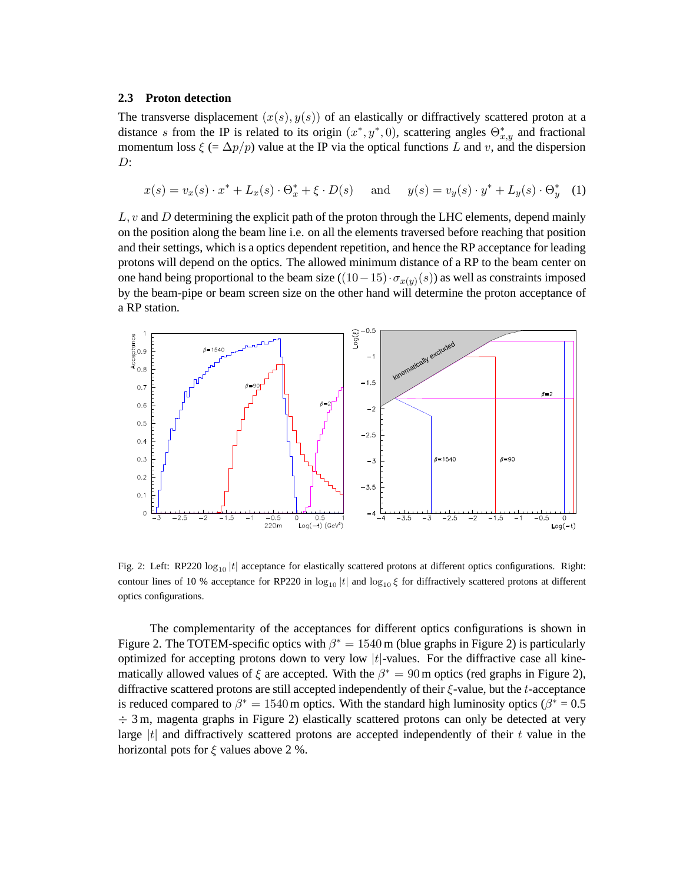### 2.3 Proton detection

The transverse displacement $(x(s), y(s))$ of an elastically or diffractively scattered proton at a distance $s$ from the IP is related to its origin $(x^*, y^*, 0)$, scattering angles $\Theta^*_{x,y}$ and fractional momentum loss $\xi$ (= $\Delta p/p$) value at the IP via the optical functions $L$ and $v$, and the dispersion $D$:

$$x(s) = v_x(s) \cdot x^* + L_x(s) \cdot \Theta^*_x + \xi \cdot D(s) \quad \text{and} \quad y(s) = v_y(s) \cdot y^* + L_y(s) \cdot \Theta^*_y \quad (1)$$

$L$, $v$ and $D$ determining the explicit path of the proton through the LHC elements, depend mainly on the position along the beam line i.e. on all the elements traversed before reaching that position and their settings, which is a optics dependent repetition, and hence the RP acceptance for leading protons will depend on the optics. The allowed minimum distance of a RP to the beam center on one hand being proportional to the beam size ($(10-15) \cdot \sigma_{x(y)}(s)$) as well as constraints imposed by the beam-pipe or beam screen size on the other hand will determine the proton acceptance of a RP station.

Fig. 2: Left: RP220 $\log_{10}|t|$ acceptance for elastically scattered protons at different optics configurations. Right: contour lines of 10 % acceptance for RP220 in $\log_{10}|t|$ and $\log_{10}\xi$ for diffractively scattered protons at different optics configurations.

The complementarity of the acceptances for different optics configurations is shown in Figure 2. The TOTEM-specific optics with $\beta^* = 1540$ m (blue graphs in Figure 2) is particularly optimized for accepting protons down to very low $|t|$-values. For the diffractive case all kinematically allowed values of $\xi$ are accepted. With the $\beta^* = 90$ m optics (red graphs in Figure 2), diffractive scattered protons are still accepted independently of their $\xi$-value, but the $t$-acceptance is reduced compared to $\beta^* = 1540$ m optics. With the standard high luminosity optics ($\beta^*$ = 0.5 $\div$ 3 m, magenta graphs in Figure 2) elastically scattered protons can only be detected at very large $|t|$ and diffractively scattered protons are accepted independently of their $t$ value in the horizontal pots for $\xi$ values above 2 %.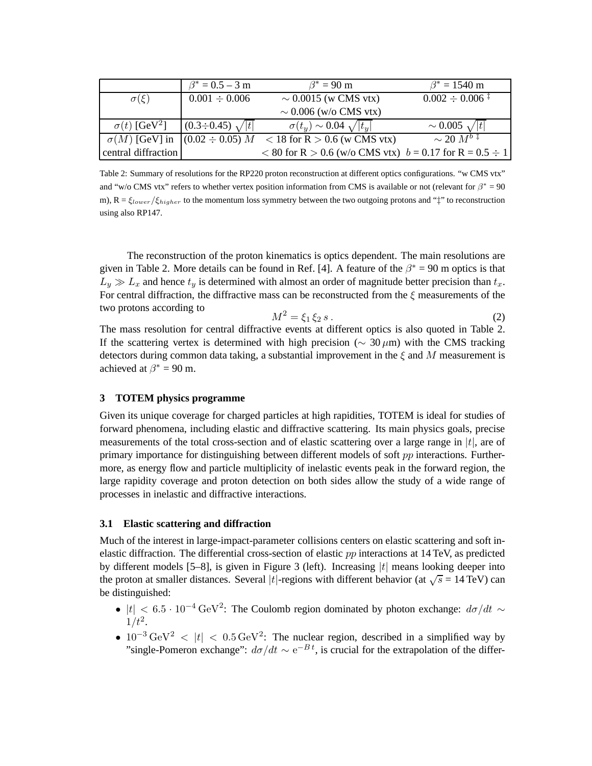| | $\beta^*$ = 0.5 – 3 m | $\beta^*$ = 90 m | $\beta^*$ = 1540 m |
|---|---|---|---|
| $\sigma(\xi)$ | $0.001 \div 0.006$ | $\sim$ 0.0015 (w CMS vtx)<br>$\sim$ 0.006 (w/o CMS vtx) | $0.002 \div 0.006$ ‡ |
| $\sigma(t)$ [GeV$^2$] | $(0.3 \div 0.45)\ \sqrt{\lvert t \rvert}$ | $\sigma(t_y) \sim 0.04\ \sqrt{\lvert t_y \rvert}$ | $\sim 0.005\ \sqrt{\lvert t \rvert}$ |
| $\sigma(M)$ [GeV] in central diffraction | $(0.02 \div 0.05)\ M$ | $< 18$ for R $> 0.6$ (w CMS vtx)<br>$< 80$ for R $> 0.6$ (w/o CMS vtx) | $\sim 20\ M^b$ ‡<br>$b$ = 0.17 for R = 0.5 $\div$ 1 |

Table 2: Summary of resolutions for the RP220 proton reconstruction at different optics configurations. "w CMS vtx" and "w/o CMS vtx" refers to whether vertex position information from CMS is available or not (relevant for $\beta^*$ = 90 m), R = $\xi_{lower}/\xi_{higher}$ to the momentum loss symmetry between the two outgoing protons and "‡" to reconstruction using also RP147.

The reconstruction of the proton kinematics is optics dependent. The main resolutions are given in Table 2. More details can be found in Ref. [4]. A feature of the $\beta^*$ = 90 m optics is that $L_y \gg L_x$ and hence $t_y$ is determined with almost an order of magnitude better precision than $t_x$. For central diffraction, the diffractive mass can be reconstructed from the $\xi$ measurements of the two protons according to

$$M^2 = \xi_1\, \xi_2\, s\ . \tag{2}$$

The mass resolution for central diffractive events at different optics is also quoted in Table 2. If the scattering vertex is determined with high precision ($\sim$ 30 $\mu$m) with the CMS tracking detectors during common data taking, a substantial improvement in the $\xi$ and $M$ measurement is achieved at $\beta^*$ = 90 m.

## 3 TOTEM physics programme

Given its unique coverage for charged particles at high rapidities, TOTEM is ideal for studies of forward phenomena, including elastic and diffractive scattering. Its main physics goals, precise measurements of the total cross-section and of elastic scattering over a large range in $|t|$, are of primary importance for distinguishing between different models of soft $pp$ interactions. Furthermore, as energy flow and particle multiplicity of inelastic events peak in the forward region, the large rapidity coverage and proton detection on both sides allow the study of a wide range of processes in inelastic and diffractive interactions.

### 3.1 Elastic scattering and diffraction

Much of the interest in large-impact-parameter collisions centers on elastic scattering and soft inelastic diffraction. The differential cross-section of elastic $pp$ interactions at 14 TeV, as predicted by different models [5–8], is given in Figure 3 (left). Increasing $|t|$ means looking deeper into the proton at smaller distances. Several $|t|$-regions with different behavior (at $\sqrt{s}$ = 14 TeV) can be distinguished:

- $|t| < 6.5 \cdot 10^{-4}\,\mathrm{GeV}^2$: The Coulomb region dominated by photon exchange: $d\sigma/dt \sim 1/t^2$.
- $10^{-3}\,\mathrm{GeV}^2 < |t| < 0.5\,\mathrm{GeV}^2$: The nuclear region, described in a simplified way by "single-Pomeron exchange": $d\sigma/dt \sim \mathrm{e}^{-B\,t}$, is crucial for the extrapolation of the differ-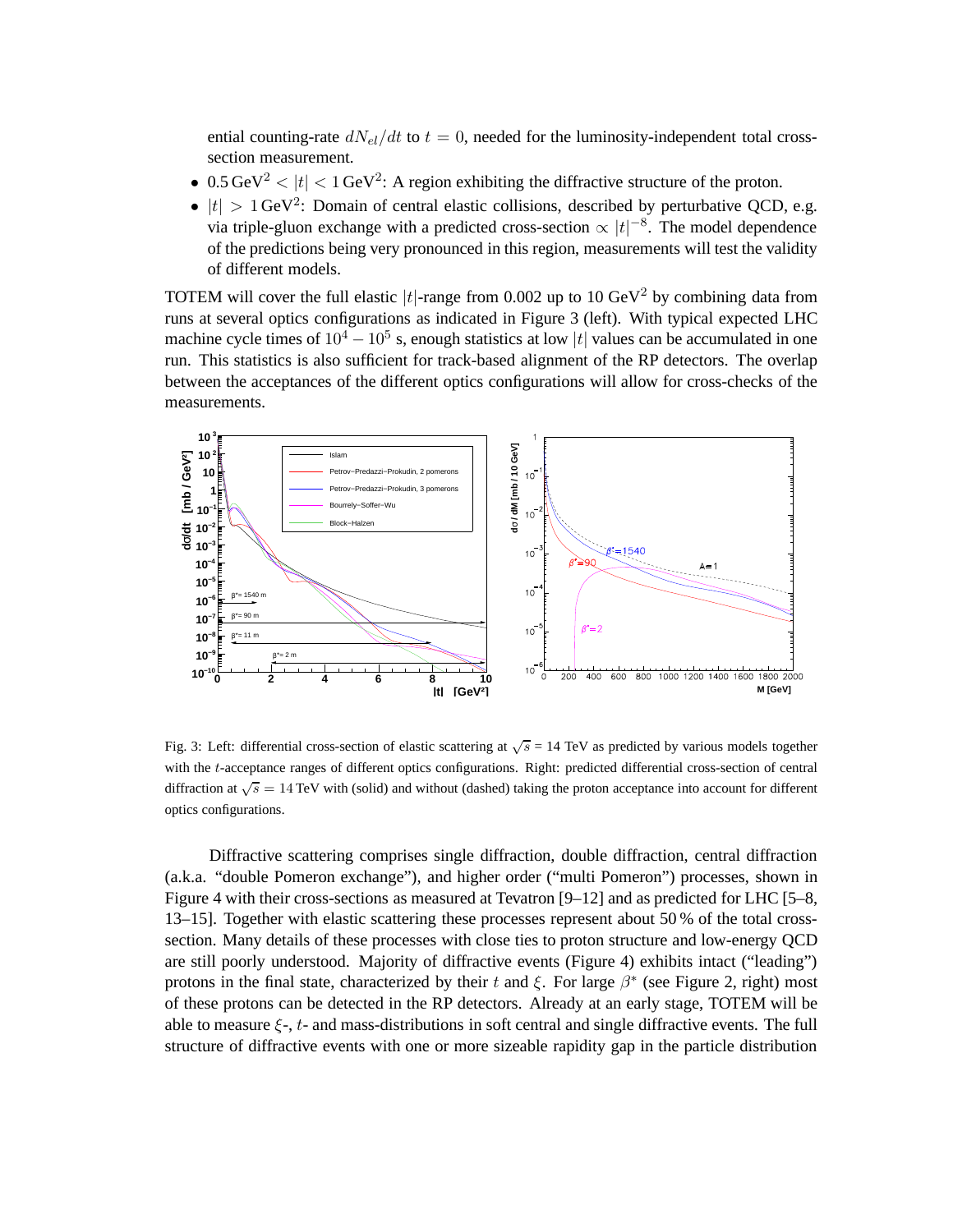ential counting-rate $dN_{el}/dt$ to $t = 0$, needed for the luminosity-independent total cross-section measurement.

- $0.5\,\mathrm{GeV}^2 < |t| < 1\,\mathrm{GeV}^2$: A region exhibiting the diffractive structure of the proton.
- $|t| > 1\,\mathrm{GeV}^2$: Domain of central elastic collisions, described by perturbative QCD, e.g. via triple-gluon exchange with a predicted cross-section $\propto |t|^{-8}$. The model dependence of the predictions being very pronounced in this region, measurements will test the validity of different models.

TOTEM will cover the full elastic $|t|$-range from 0.002 up to 10 GeV$^2$ by combining data from runs at several optics configurations as indicated in Figure 3 (left). With typical expected LHC machine cycle times of $10^4 - 10^5$ s, enough statistics at low $|t|$ values can be accumulated in one run. This statistics is also sufficient for track-based alignment of the RP detectors. The overlap between the acceptances of the different optics configurations will allow for cross-checks of the measurements.

Fig. 3: Left: differential cross-section of elastic scattering at $\sqrt{s}$ = 14 TeV as predicted by various models together with the $t$-acceptance ranges of different optics configurations. Right: predicted differential cross-section of central diffraction at $\sqrt{s} = 14$ TeV with (solid) and without (dashed) taking the proton acceptance into account for different optics configurations.

Diffractive scattering comprises single diffraction, double diffraction, central diffraction (a.k.a. "double Pomeron exchange"), and higher order ("multi Pomeron") processes, shown in Figure 4 with their cross-sections as measured at Tevatron [9–12] and as predicted for LHC [5–8, 13–15]. Together with elastic scattering these processes represent about 50 % of the total cross-section. Many details of these processes with close ties to proton structure and low-energy QCD are still poorly understood. Majority of diffractive events (Figure 4) exhibits intact ("leading") protons in the final state, characterized by their $t$ and $\xi$. For large $\beta^*$ (see Figure 2, right) most of these protons can be detected in the RP detectors. Already at an early stage, TOTEM will be able to measure $\xi$-, $t$- and mass-distributions in soft central and single diffractive events. The full structure of diffractive events with one or more sizeable rapidity gap in the particle distribution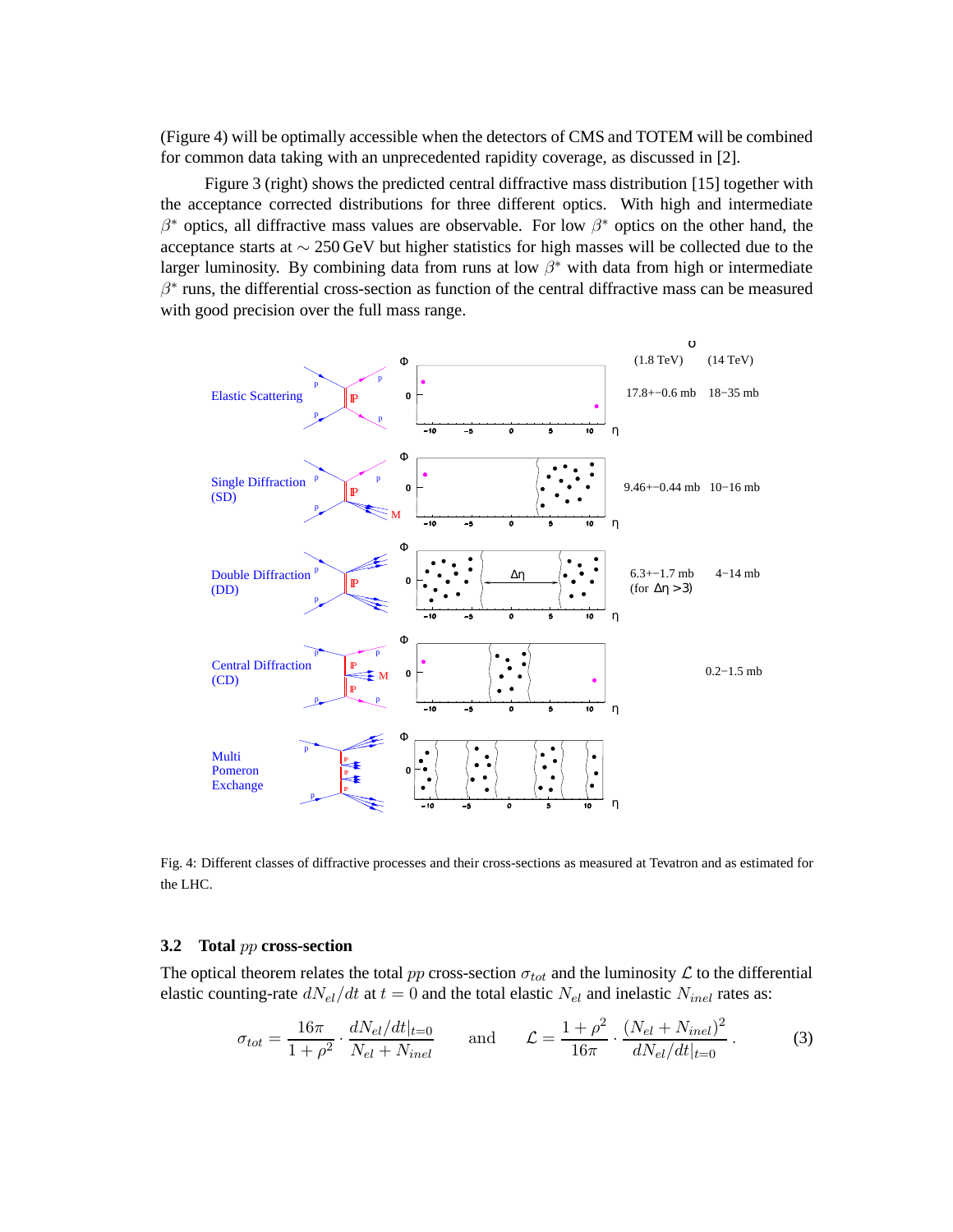(Figure 4) will be optimally accessible when the detectors of CMS and TOTEM will be combined for common data taking with an unprecedented rapidity coverage, as discussed in [2].

Figure 3 (right) shows the predicted central diffractive mass distribution [15] together with the acceptance corrected distributions for three different optics. With high and intermediate $\beta^*$ optics, all diffractive mass values are observable. For low $\beta^*$ optics on the other hand, the acceptance starts at $\sim 250\,\text{GeV}$ but higher statistics for high masses will be collected due to the larger luminosity. By combining data from runs at low $\beta^*$ with data from high or intermediate $\beta^*$ runs, the differential cross-section as function of the central diffractive mass can be measured with good precision over the full mass range.

| Process | $\sigma$ (1.8 TeV) | $\sigma$ (14 TeV) |
|---|---|---|
| Elastic Scattering | 17.8+−0.6 mb | 18−35 mb |
| Single Diffraction (SD) | 9.46+−0.44 mb | 10−16 mb |
| Double Diffraction (DD) | 6.3+−1.7 mb (for $\Delta\eta > 3$) | 4−14 mb |
| Central Diffraction (CD) | | 0.2−1.5 mb |
| Multi Pomeron Exchange | | |

Fig. 4: Different classes of diffractive processes and their cross-sections as measured at Tevatron and as estimated for the LHC.

### 3.2 Total $pp$ cross-section

The optical theorem relates the total $pp$ cross-section $\sigma_{tot}$ and the luminosity $\mathcal{L}$ to the differential elastic counting-rate $dN_{el}/dt$ at $t = 0$ and the total elastic $N_{el}$ and inelastic $N_{inel}$ rates as:

$$\sigma_{tot} = \frac{16\pi}{1+\rho^2} \cdot \frac{dN_{el}/dt|_{t=0}}{N_{el} + N_{inel}} \qquad \text{and} \qquad \mathcal{L} = \frac{1+\rho^2}{16\pi} \cdot \frac{(N_{el} + N_{inel})^2}{dN_{el}/dt|_{t=0}} . \tag{3}$$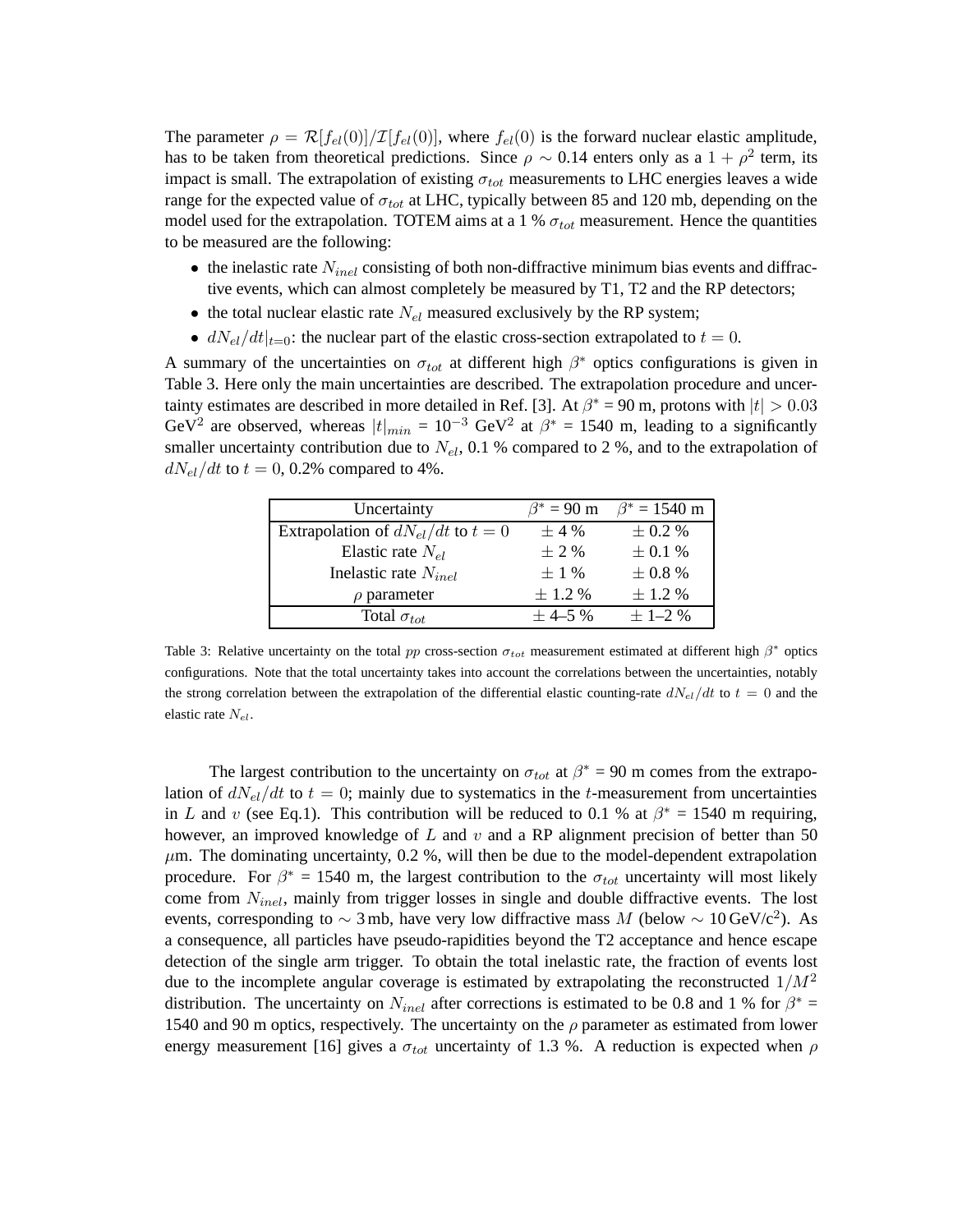The parameter $\rho = \mathcal{R}[f_{el}(0)]/\mathcal{I}[f_{el}(0)]$, where $f_{el}(0)$ is the forward nuclear elastic amplitude, has to be taken from theoretical predictions. Since $\rho \sim 0.14$ enters only as a $1 + \rho^2$ term, its impact is small. The extrapolation of existing $\sigma_{tot}$ measurements to LHC energies leaves a wide range for the expected value of $\sigma_{tot}$ at LHC, typically between 85 and 120 mb, depending on the model used for the extrapolation. TOTEM aims at a 1 % $\sigma_{tot}$ measurement. Hence the quantities to be measured are the following:

- the inelastic rate $N_{inel}$ consisting of both non-diffractive minimum bias events and diffractive events, which can almost completely be measured by T1, T2 and the RP detectors;
- the total nuclear elastic rate $N_{el}$ measured exclusively by the RP system;
- $dN_{el}/dt|_{t=0}$: the nuclear part of the elastic cross-section extrapolated to $t = 0$.

A summary of the uncertainties on $\sigma_{tot}$ at different high $\beta^*$ optics configurations is given in Table 3. Here only the main uncertainties are described. The extrapolation procedure and uncertainty estimates are described in more detailed in Ref. [3]. At $\beta^*$ = 90 m, protons with $|t| > 0.03$ GeV$^2$ are observed, whereas $|t|_{min}$ = $10^{-3}$ GeV$^2$ at $\beta^*$ = 1540 m, leading to a significantly smaller uncertainty contribution due to $N_{el}$, 0.1 % compared to 2 %, and to the extrapolation of $dN_{el}/dt$ to $t = 0$, 0.2% compared to 4%.

| Uncertainty | $\beta^*$ = 90 m | $\beta^*$ = 1540 m |
|---|---|---|
| Extrapolation of $dN_{el}/dt$ to $t = 0$ | ± 4 % | ± 0.2 % |
| Elastic rate $N_{el}$ | ± 2 % | ± 0.1 % |
| Inelastic rate $N_{inel}$ | ± 1 % | ± 0.8 % |
| $\rho$ parameter | ± 1.2 % | ± 1.2 % |
| Total $\sigma_{tot}$ | ± 4–5 % | ± 1–2 % |

Table 3: Relative uncertainty on the total $pp$ cross-section $\sigma_{tot}$ measurement estimated at different high $\beta^*$ optics configurations. Note that the total uncertainty takes into account the correlations between the uncertainties, notably the strong correlation between the extrapolation of the differential elastic counting-rate $dN_{el}/dt$ to $t = 0$ and the elastic rate $N_{el}$.

The largest contribution to the uncertainty on $\sigma_{tot}$ at $\beta^*$ = 90 m comes from the extrapolation of $dN_{el}/dt$ to $t = 0$; mainly due to systematics in the $t$-measurement from uncertainties in $L$ and $v$ (see Eq.1). This contribution will be reduced to 0.1 % at $\beta^*$ = 1540 m requiring, however, an improved knowledge of $L$ and $v$ and a RP alignment precision of better than 50 $\mu$m. The dominating uncertainty, 0.2 %, will then be due to the model-dependent extrapolation procedure. For $\beta^*$ = 1540 m, the largest contribution to the $\sigma_{tot}$ uncertainty will most likely come from $N_{inel}$, mainly from trigger losses in single and double diffractive events. The lost events, corresponding to $\sim 3$ mb, have very low diffractive mass $M$ (below $\sim 10\,\text{GeV/c}^2$). As a consequence, all particles have pseudo-rapidities beyond the T2 acceptance and hence escape detection of the single arm trigger. To obtain the total inelastic rate, the fraction of events lost due to the incomplete angular coverage is estimated by extrapolating the reconstructed $1/M^2$ distribution. The uncertainty on $N_{inel}$ after corrections is estimated to be 0.8 and 1 % for $\beta^*$ = 1540 and 90 m optics, respectively. The uncertainty on the $\rho$ parameter as estimated from lower energy measurement [16] gives a $\sigma_{tot}$ uncertainty of 1.3 %. A reduction is expected when $\rho$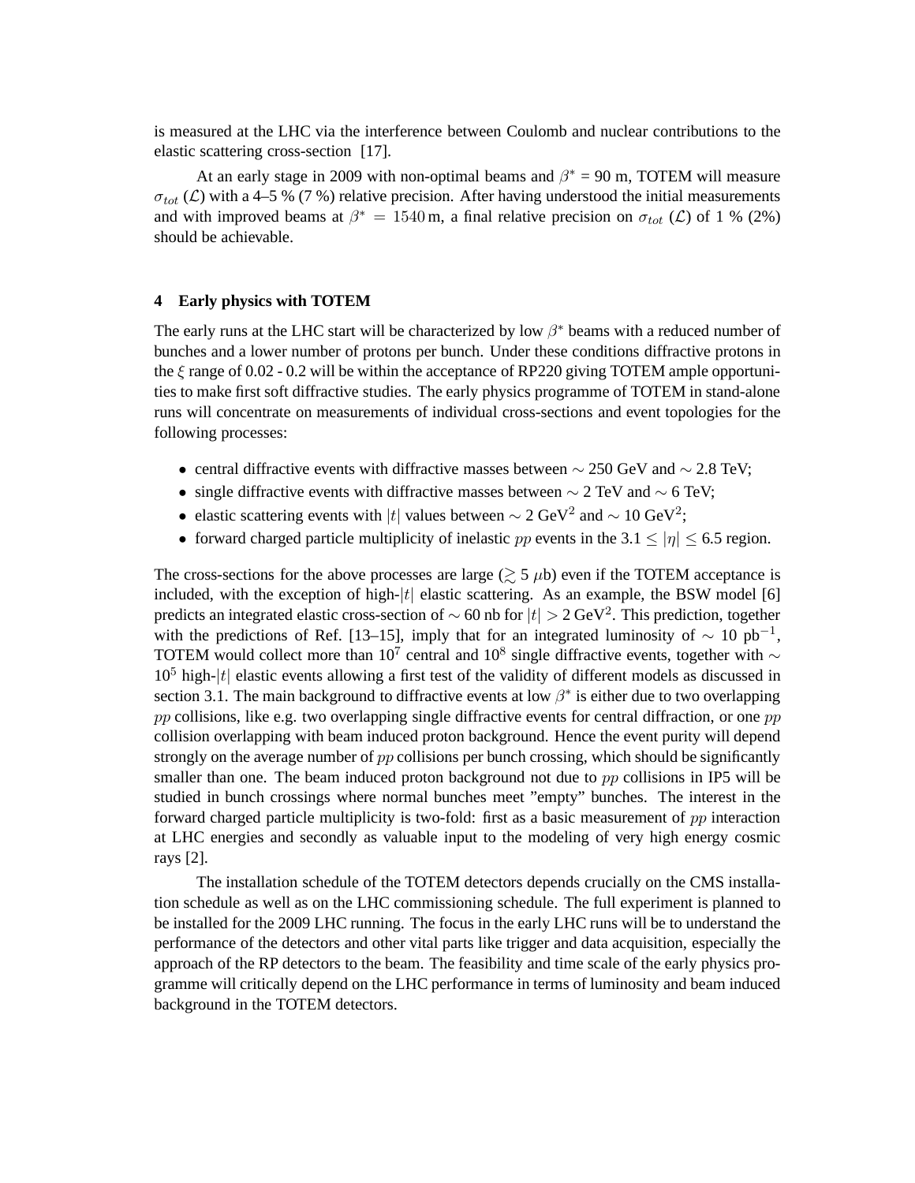is measured at the LHC via the interference between Coulomb and nuclear contributions to the elastic scattering cross-section [17].

At an early stage in 2009 with non-optimal beams and $\beta^*$ = 90 m, TOTEM will measure $\sigma_{tot}$ ($\mathcal{L}$) with a 4–5 % (7 %) relative precision. After having understood the initial measurements and with improved beams at $\beta^* = 1540\,\text{m}$, a final relative precision on $\sigma_{tot}$ ($\mathcal{L}$) of 1 % (2%) should be achievable.

## 4 Early physics with TOTEM

The early runs at the LHC start will be characterized by low $\beta^*$ beams with a reduced number of bunches and a lower number of protons per bunch. Under these conditions diffractive protons in the $\xi$ range of 0.02 - 0.2 will be within the acceptance of RP220 giving TOTEM ample opportunities to make first soft diffractive studies. The early physics programme of TOTEM in stand-alone runs will concentrate on measurements of individual cross-sections and event topologies for the following processes:

- central diffractive events with diffractive masses between $\sim$ 250 GeV and $\sim$ 2.8 TeV;
- single diffractive events with diffractive masses between $\sim$ 2 TeV and $\sim$ 6 TeV;
- elastic scattering events with $|t|$ values between $\sim$ 2 GeV$^2$ and $\sim$ 10 GeV$^2$;
- forward charged particle multiplicity of inelastic $pp$ events in the $3.1 \leq |\eta| \leq 6.5$ region.

The cross-sections for the above processes are large ($\gtrsim$ 5 $\mu$b) even if the TOTEM acceptance is included, with the exception of high-$|t|$ elastic scattering. As an example, the BSW model [6] predicts an integrated elastic cross-section of $\sim$ 60 nb for $|t| > 2$ GeV$^2$. This prediction, together with the predictions of Ref. [13–15], imply that for an integrated luminosity of $\sim$ 10 pb$^{-1}$, TOTEM would collect more than $10^7$ central and $10^8$ single diffractive events, together with $\sim$ $10^5$ high-$|t|$ elastic events allowing a first test of the validity of different models as discussed in section 3.1. The main background to diffractive events at low $\beta^*$ is either due to two overlapping $pp$ collisions, like e.g. two overlapping single diffractive events for central diffraction, or one $pp$ collision overlapping with beam induced proton background. Hence the event purity will depend strongly on the average number of $pp$ collisions per bunch crossing, which should be significantly smaller than one. The beam induced proton background not due to $pp$ collisions in IP5 will be studied in bunch crossings where normal bunches meet "empty" bunches. The interest in the forward charged particle multiplicity is two-fold: first as a basic measurement of $pp$ interaction at LHC energies and secondly as valuable input to the modeling of very high energy cosmic rays [2].

The installation schedule of the TOTEM detectors depends crucially on the CMS installation schedule as well as on the LHC commissioning schedule. The full experiment is planned to be installed for the 2009 LHC running. The focus in the early LHC runs will be to understand the performance of the detectors and other vital parts like trigger and data acquisition, especially the approach of the RP detectors to the beam. The feasibility and time scale of the early physics programme will critically depend on the LHC performance in terms of luminosity and beam induced background in the TOTEM detectors.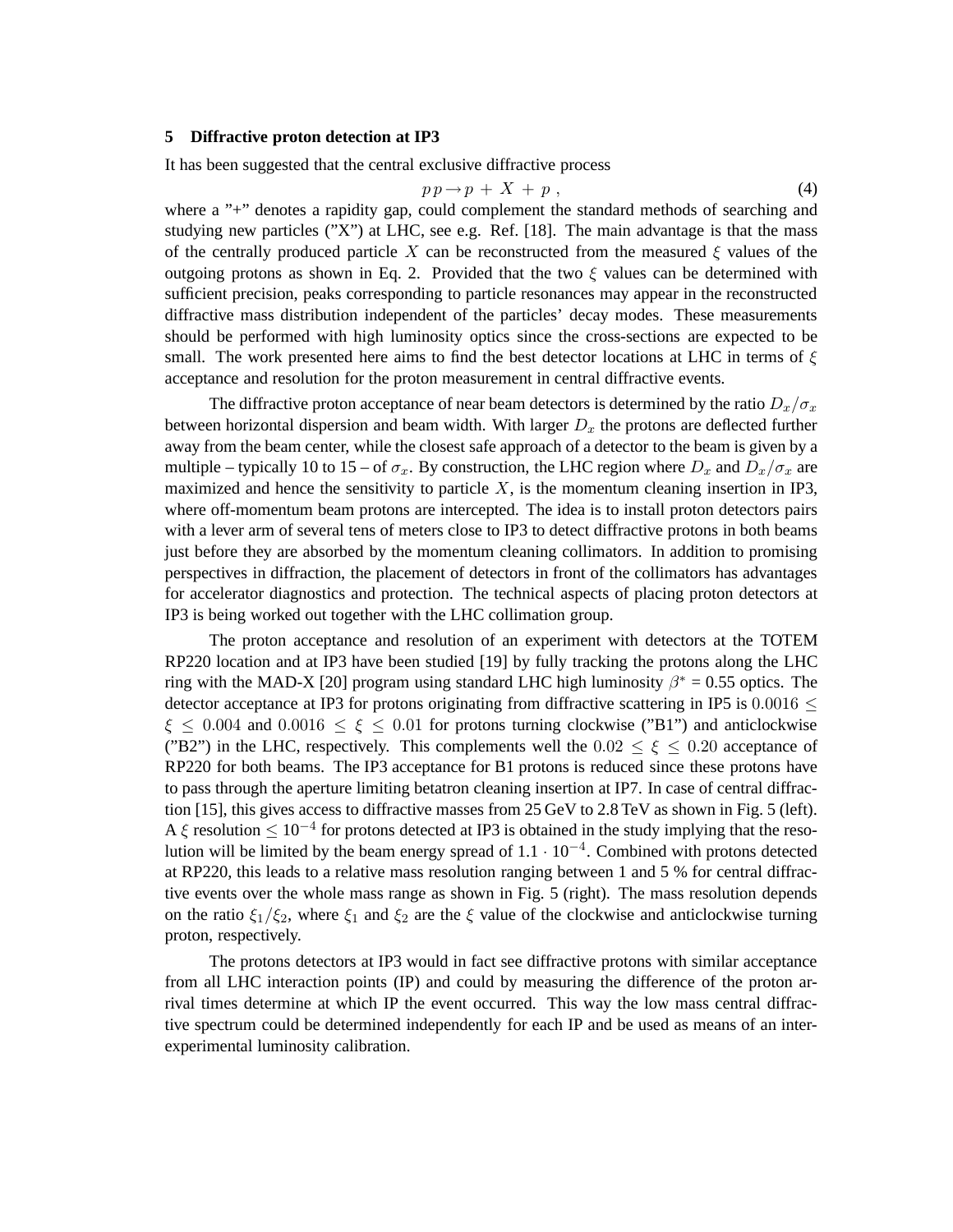## 5 Diffractive proton detection at IP3

It has been suggested that the central exclusive diffractive process

$$p\,p \rightarrow p\,+\,X\,+\,p\;, \tag{4}$$

where a "+" denotes a rapidity gap, could complement the standard methods of searching and studying new particles ("X") at LHC, see e.g. Ref. [18]. The main advantage is that the mass of the centrally produced particle $X$ can be reconstructed from the measured $\xi$ values of the outgoing protons as shown in Eq. 2. Provided that the two $\xi$ values can be determined with sufficient precision, peaks corresponding to particle resonances may appear in the reconstructed diffractive mass distribution independent of the particles' decay modes. These measurements should be performed with high luminosity optics since the cross-sections are expected to be small. The work presented here aims to find the best detector locations at LHC in terms of $\xi$ acceptance and resolution for the proton measurement in central diffractive events.

The diffractive proton acceptance of near beam detectors is determined by the ratio $D_x/\sigma_x$ between horizontal dispersion and beam width. With larger $D_x$ the protons are deflected further away from the beam center, while the closest safe approach of a detector to the beam is given by a multiple – typically 10 to 15 – of $\sigma_x$. By construction, the LHC region where $D_x$ and $D_x/\sigma_x$ are maximized and hence the sensitivity to particle $X$, is the momentum cleaning insertion in IP3, where off-momentum beam protons are intercepted. The idea is to install proton detectors pairs with a lever arm of several tens of meters close to IP3 to detect diffractive protons in both beams just before they are absorbed by the momentum cleaning collimators. In addition to promising perspectives in diffraction, the placement of detectors in front of the collimators has advantages for accelerator diagnostics and protection. The technical aspects of placing proton detectors at IP3 is being worked out together with the LHC collimation group.

The proton acceptance and resolution of an experiment with detectors at the TOTEM RP220 location and at IP3 have been studied [19] by fully tracking the protons along the LHC ring with the MAD-X [20] program using standard LHC high luminosity $\beta^*$ = 0.55 optics. The detector acceptance at IP3 for protons originating from diffractive scattering in IP5 is $0.0016 \leq \xi \leq 0.004$ and $0.0016 \leq \xi \leq 0.01$ for protons turning clockwise ("B1") and anticlockwise ("B2") in the LHC, respectively. This complements well the $0.02 \leq \xi \leq 0.20$ acceptance of RP220 for both beams. The IP3 acceptance for B1 protons is reduced since these protons have to pass through the aperture limiting betatron cleaning insertion at IP7. In case of central diffraction [15], this gives access to diffractive masses from 25 GeV to 2.8 TeV as shown in Fig. 5 (left). A $\xi$ resolution $\leq 10^{-4}$ for protons detected at IP3 is obtained in the study implying that the resolution will be limited by the beam energy spread of $1.1 \cdot 10^{-4}$. Combined with protons detected at RP220, this leads to a relative mass resolution ranging between 1 and 5 % for central diffractive events over the whole mass range as shown in Fig. 5 (right). The mass resolution depends on the ratio $\xi_1/\xi_2$, where $\xi_1$ and $\xi_2$ are the $\xi$ value of the clockwise and anticlockwise turning proton, respectively.

The protons detectors at IP3 would in fact see diffractive protons with similar acceptance from all LHC interaction points (IP) and could by measuring the difference of the proton arrival times determine at which IP the event occurred. This way the low mass central diffractive spectrum could be determined independently for each IP and be used as means of an inter-experimental luminosity calibration.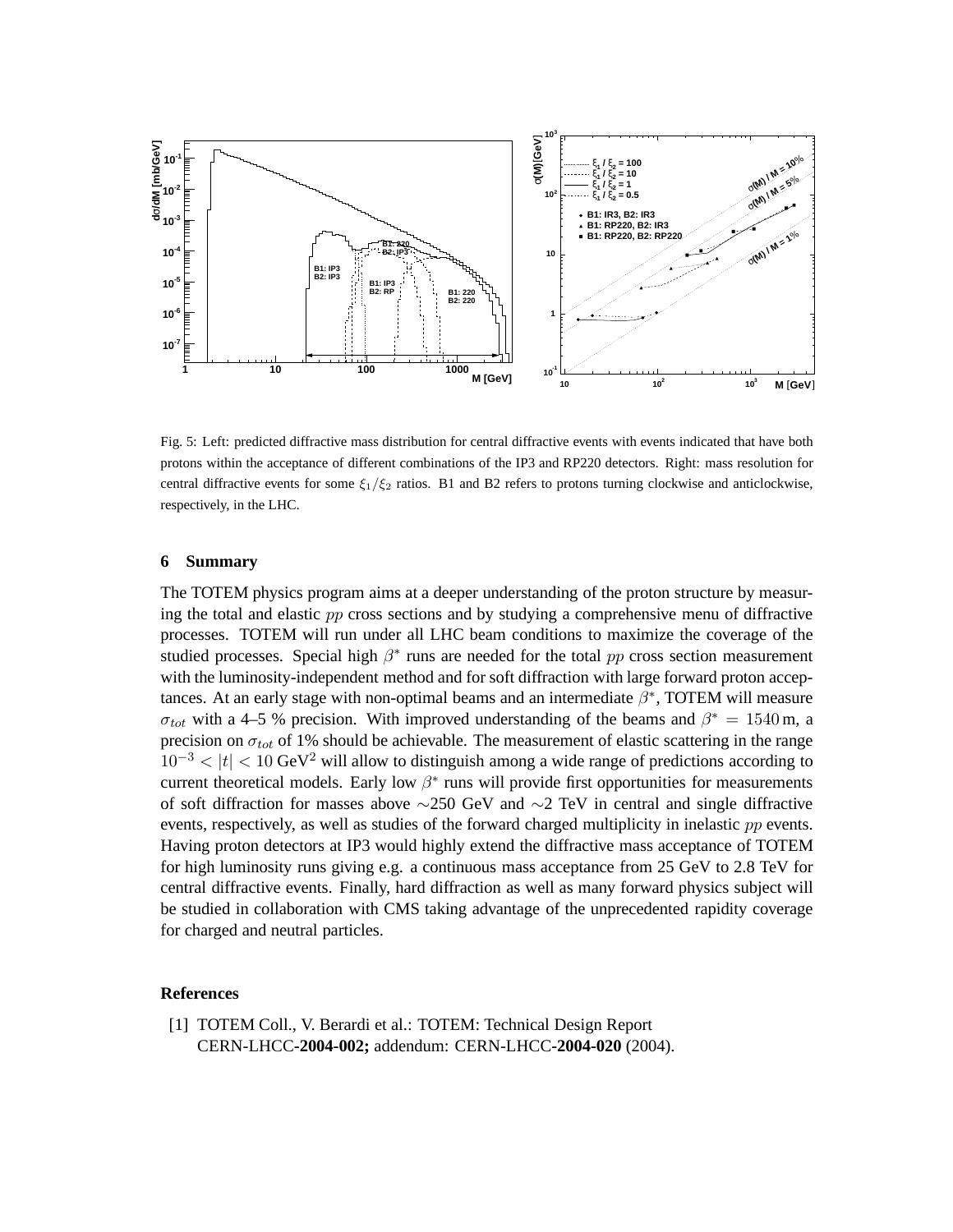Fig. 5: Left: predicted diffractive mass distribution for central diffractive events with events indicated that have both protons within the acceptance of different combinations of the IP3 and RP220 detectors. Right: mass resolution for central diffractive events for some $\xi_1/\xi_2$ ratios. B1 and B2 refers to protons turning clockwise and anticlockwise, respectively, in the LHC.

## 6 Summary

The TOTEM physics program aims at a deeper understanding of the proton structure by measuring the total and elastic $pp$ cross sections and by studying a comprehensive menu of diffractive processes. TOTEM will run under all LHC beam conditions to maximize the coverage of the studied processes. Special high $\beta^*$ runs are needed for the total $pp$ cross section measurement with the luminosity-independent method and for soft diffraction with large forward proton acceptances. At an early stage with non-optimal beams and an intermediate $\beta^*$, TOTEM will measure $\sigma_{tot}$ with a 4–5 % precision. With improved understanding of the beams and $\beta^* = 1540\,\mathrm{m}$, a precision on $\sigma_{tot}$ of 1% should be achievable. The measurement of elastic scattering in the range $10^{-3} < |t| < 10\,\mathrm{GeV}^2$ will allow to distinguish among a wide range of predictions according to current theoretical models. Early low $\beta^*$ runs will provide first opportunities for measurements of soft diffraction for masses above $\sim$250 GeV and $\sim$2 TeV in central and single diffractive events, respectively, as well as studies of the forward charged multiplicity in inelastic $pp$ events. Having proton detectors at IP3 would highly extend the diffractive mass acceptance of TOTEM for high luminosity runs giving e.g. a continuous mass acceptance from 25 GeV to 2.8 TeV for central diffractive events. Finally, hard diffraction as well as many forward physics subject will be studied in collaboration with CMS taking advantage of the unprecedented rapidity coverage for charged and neutral particles.

## References

[1] TOTEM Coll., V. Berardi et al.: TOTEM: Technical Design Report CERN-LHCC-**2004-002;** addendum: CERN-LHCC-**2004-020** (2004).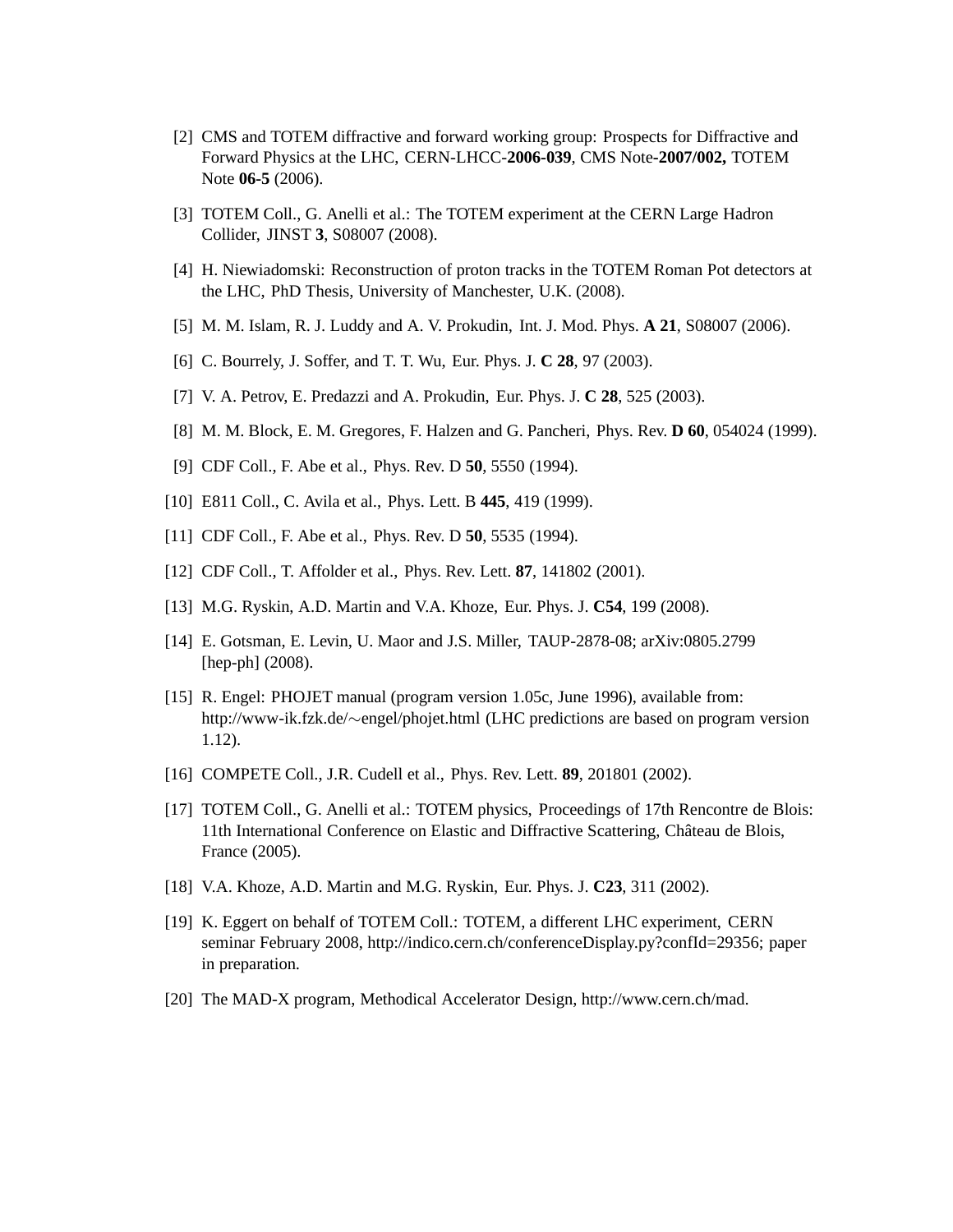- [2] CMS and TOTEM diffractive and forward working group: Prospects for Diffractive and Forward Physics at the LHC, CERN-LHCC-**2006-039**, CMS Note-**2007/002,** TOTEM Note **06-5** (2006).
- [3] TOTEM Coll., G. Anelli et al.: The TOTEM experiment at the CERN Large Hadron Collider, JINST **3**, S08007 (2008).
- [4] H. Niewiadomski: Reconstruction of proton tracks in the TOTEM Roman Pot detectors at the LHC, PhD Thesis, University of Manchester, U.K. (2008).
- [5] M. M. Islam, R. J. Luddy and A. V. Prokudin, Int. J. Mod. Phys. **A 21**, S08007 (2006).
- [6] C. Bourrely, J. Soffer, and T. T. Wu, Eur. Phys. J. **C 28**, 97 (2003).
- [7] V. A. Petrov, E. Predazzi and A. Prokudin, Eur. Phys. J. **C 28**, 525 (2003).
- [8] M. M. Block, E. M. Gregores, F. Halzen and G. Pancheri, Phys. Rev. **D 60**, 054024 (1999).
- [9] CDF Coll., F. Abe et al., Phys. Rev. D **50**, 5550 (1994).
- [10] E811 Coll., C. Avila et al., Phys. Lett. B **445**, 419 (1999).
- [11] CDF Coll., F. Abe et al., Phys. Rev. D **50**, 5535 (1994).
- [12] CDF Coll., T. Affolder et al., Phys. Rev. Lett. **87**, 141802 (2001).
- [13] M.G. Ryskin, A.D. Martin and V.A. Khoze, Eur. Phys. J. **C54**, 199 (2008).
- [14] E. Gotsman, E. Levin, U. Maor and J.S. Miller, TAUP-2878-08; arXiv:0805.2799 [hep-ph] (2008).
- [15] R. Engel: PHOJET manual (program version 1.05c, June 1996), available from: http://www-ik.fzk.de/∼engel/phojet.html (LHC predictions are based on program version 1.12).
- [16] COMPETE Coll., J.R. Cudell et al., Phys. Rev. Lett. **89**, 201801 (2002).
- [17] TOTEM Coll., G. Anelli et al.: TOTEM physics, Proceedings of 17th Rencontre de Blois: 11th International Conference on Elastic and Diffractive Scattering, Château de Blois, France (2005).
- [18] V.A. Khoze, A.D. Martin and M.G. Ryskin, Eur. Phys. J. **C23**, 311 (2002).
- [19] K. Eggert on behalf of TOTEM Coll.: TOTEM, a different LHC experiment, CERN seminar February 2008, http://indico.cern.ch/conferenceDisplay.py?confId=29356; paper in preparation.
- [20] The MAD-X program, Methodical Accelerator Design, http://www.cern.ch/mad.